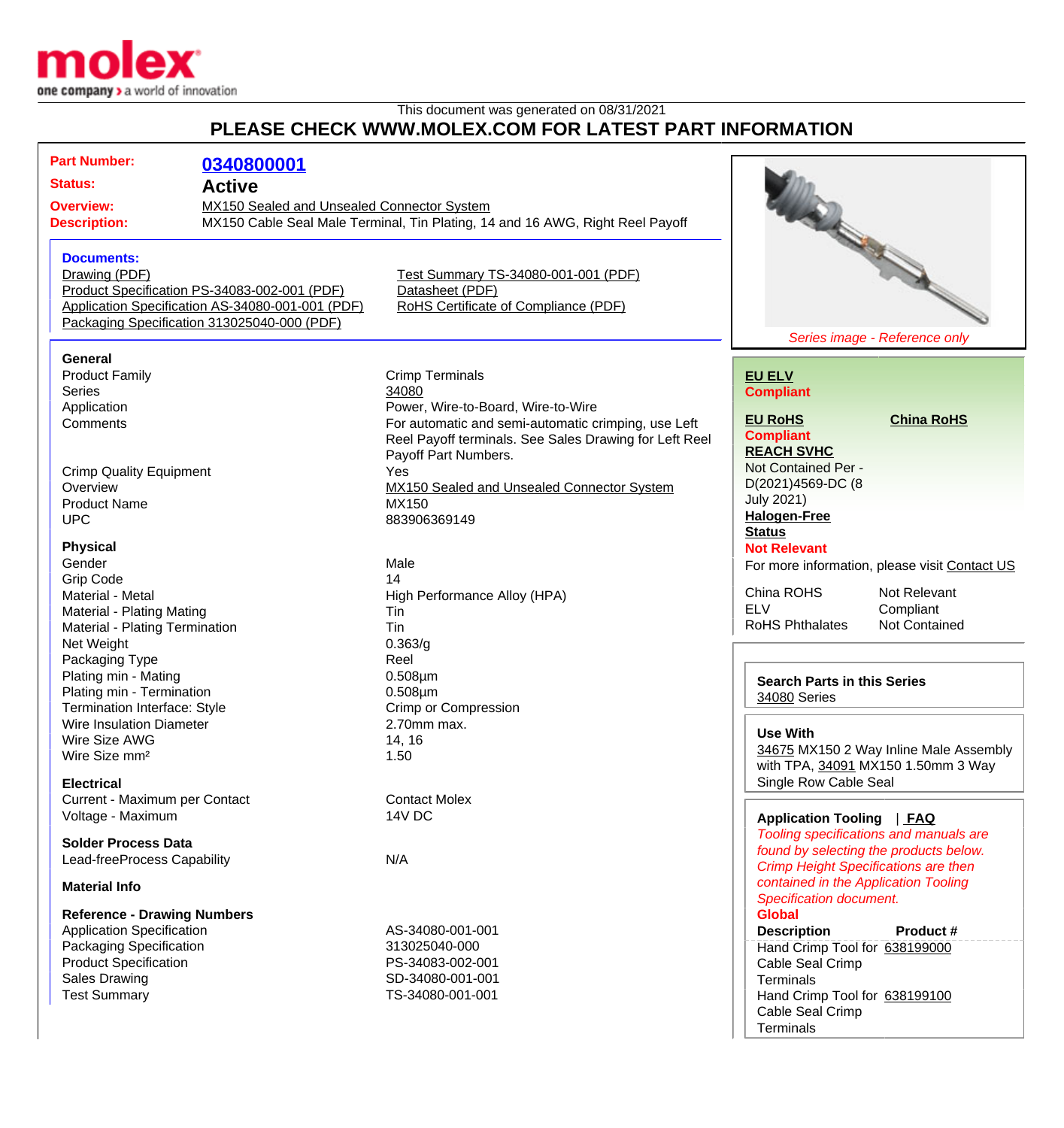This document was generated on 08/31/2021

# PLEASE CHECK WWW.MOLEX.COM FOR LATEST PART INFORMATION

| | |
|---|---|
| **Part Number:** | **0340800001** |
| **Status:** | **Active** |
| **Overview:** | MX150 Sealed and Unsealed Connector System |
| **Description:** | MX150 Cable Seal Male Terminal, Tin Plating, 14 and 16 AWG, Right Reel Payoff |

*Series image - Reference only*

### Documents:

- Drawing (PDF)
- Product Specification PS-34083-002-001 (PDF)
- Application Specification AS-34080-001-001 (PDF)
- Packaging Specification 313025040-000 (PDF)
- Test Summary TS-34080-001-001 (PDF)
- Datasheet (PDF)
- RoHS Certificate of Compliance (PDF)

### General

| | |
|---|---|
| Product Family | Crimp Terminals |
| Series | 34080 |
| Application | Power, Wire-to-Board, Wire-to-Wire |
| Comments | For automatic and semi-automatic crimping, use Left Reel Payoff terminals. See Sales Drawing for Left Reel Payoff Part Numbers. |
| Crimp Quality Equipment | Yes |
| Overview | MX150 Sealed and Unsealed Connector System |
| Product Name | MX150 |
| UPC | 883906369149 |

### Physical

| | |
|---|---|
| Gender | Male |
| Grip Code | 14 |
| Material - Metal | High Performance Alloy (HPA) |
| Material - Plating Mating | Tin |
| Material - Plating Termination | Tin |
| Net Weight | 0.363/g |
| Packaging Type | Reel |
| Plating min - Mating | 0.508µm |
| Plating min - Termination | 0.508µm |
| Termination Interface: Style | Crimp or Compression |
| Wire Insulation Diameter | 2.70mm max. |
| Wire Size AWG | 14, 16 |
| Wire Size mm² | 1.50 |

### Electrical

| | |
|---|---|
| Current - Maximum per Contact | Contact Molex |
| Voltage - Maximum | 14V DC |

### Solder Process Data

| | |
|---|---|
| Lead-freeProcess Capability | N/A |

### Material Info

### Reference - Drawing Numbers

| | |
|---|---|
| Application Specification | AS-34080-001-001 |
| Packaging Specification | 313025040-000 |
| Product Specification | PS-34083-002-001 |
| Sales Drawing | SD-34080-001-001 |
| Test Summary | TS-34080-001-001 |

**EU ELV**
**Compliant**

**EU RoHS** **China RoHS**
**Compliant**

**REACH SVHC**
Not Contained Per - D(2021)4569-DC (8 July 2021)

**Halogen-Free Status**
**Not Relevant**

For more information, please visit Contact US

| | |
|---|---|
| China ROHS | Not Relevant |
| ELV | Compliant |
| RoHS Phthalates | Not Contained |

**Search Parts in this Series**
34080 Series

**Use With**
34675 MX150 2 Way Inline Male Assembly with TPA, 34091 MX150 1.50mm 3 Way Single Row Cable Seal

**Application Tooling** | **FAQ**

*Tooling specifications and manuals are found by selecting the products below. Crimp Height Specifications are then contained in the Application Tooling Specification document.*

**Global**

| Description | Product # |
|---|---|
| Hand Crimp Tool for Cable Seal Crimp Terminals | 638199000 |
| Hand Crimp Tool for Cable Seal Crimp Terminals | 638199100 |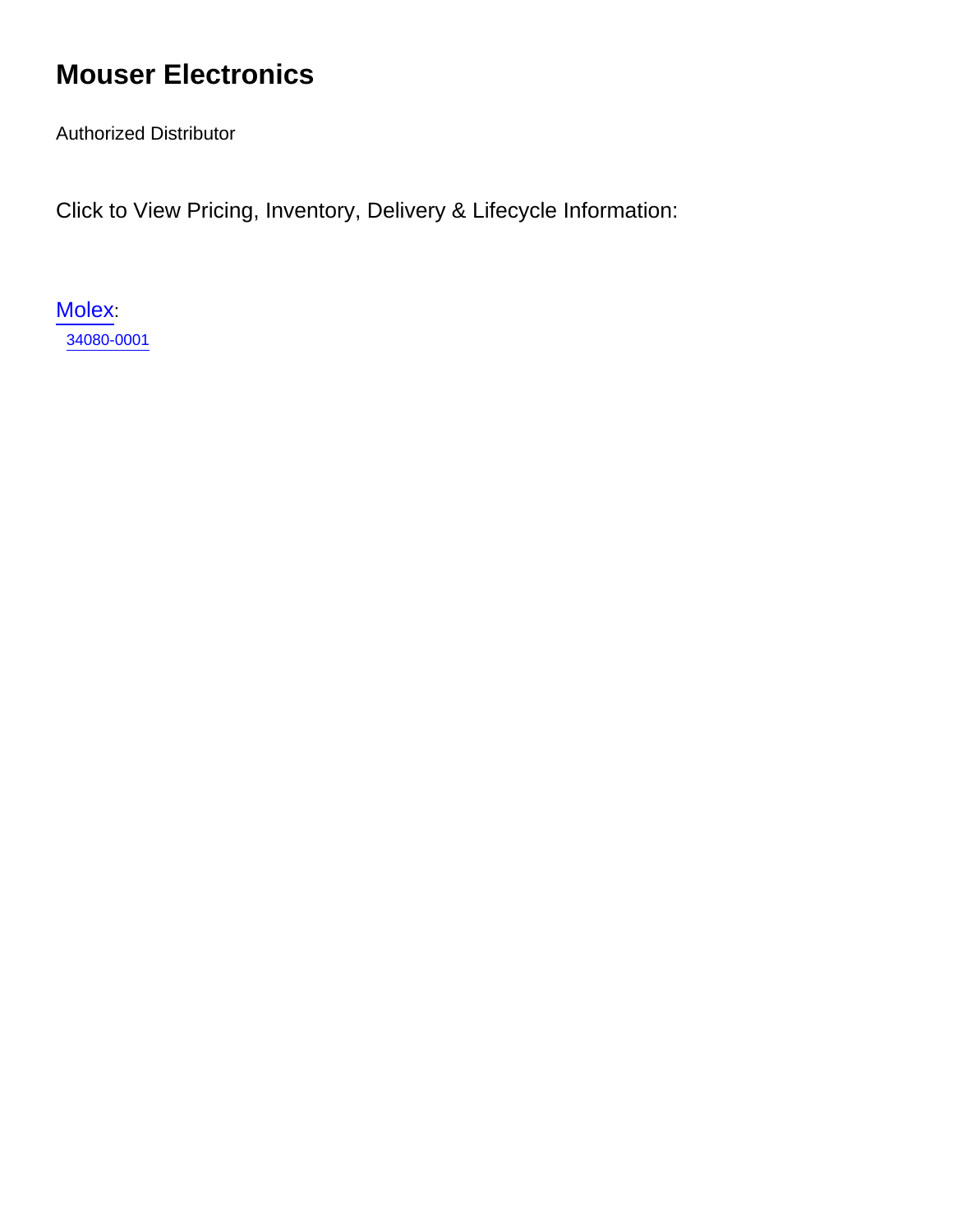# Mouser Electronics

Authorized Distributor

Click to View Pricing, Inventory, Delivery & Lifecycle Information:

[Molex](https://www.mouser.com/molex):

[34080-0001](https://www.mouser.com/access/?pn=34080-0001)